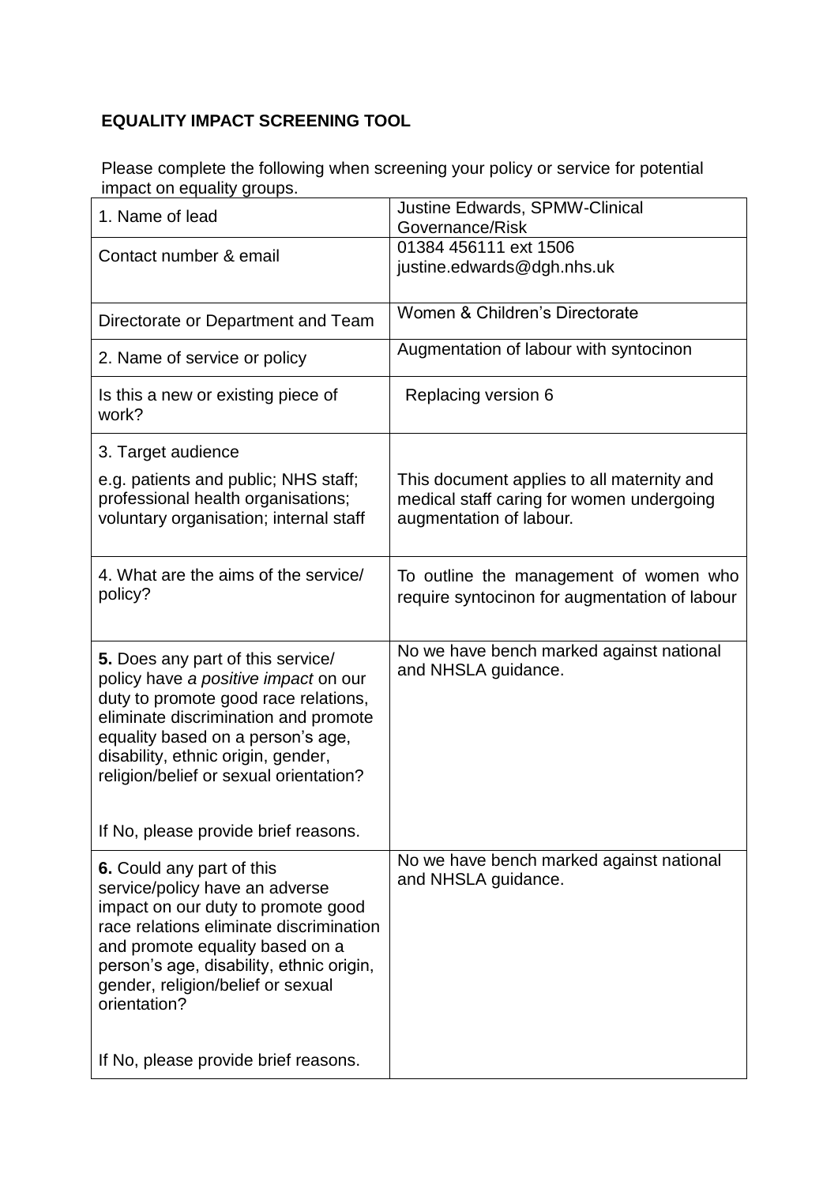## EQUALITY IMPACT SCREENING TOOL

Please complete the following when screening your policy or service for potential impact on equality groups.

| | |
|---|---|
| 1. Name of lead | Justine Edwards, SPMW-Clinical Governance/Risk |
| Contact number & email | 01384 456111 ext 1506<br>justine.edwards@dgh.nhs.uk |
| Directorate or Department and Team | Women & Children's Directorate |
| 2. Name of service or policy | Augmentation of labour with syntocinon |
| Is this a new or existing piece of work? | Replacing version 6 |
| 3. Target audience<br><br>e.g. patients and public; NHS staff; professional health organisations; voluntary organisation; internal staff | This document applies to all maternity and medical staff caring for women undergoing augmentation of labour. |
| 4. What are the aims of the service/ policy? | To outline the management of women who require syntocinon for augmentation of labour |
| **5.** Does any part of this service/ policy have *a positive impact* on our duty to promote good race relations, eliminate discrimination and promote equality based on a person's age, disability, ethnic origin, gender, religion/belief or sexual orientation?<br><br>If No, please provide brief reasons. | No we have bench marked against national and NHSLA guidance. |
| **6.** Could any part of this service/policy have an adverse impact on our duty to promote good race relations eliminate discrimination and promote equality based on a person's age, disability, ethnic origin, gender, religion/belief or sexual orientation?<br><br>If No, please provide brief reasons. | No we have bench marked against national and NHSLA guidance. |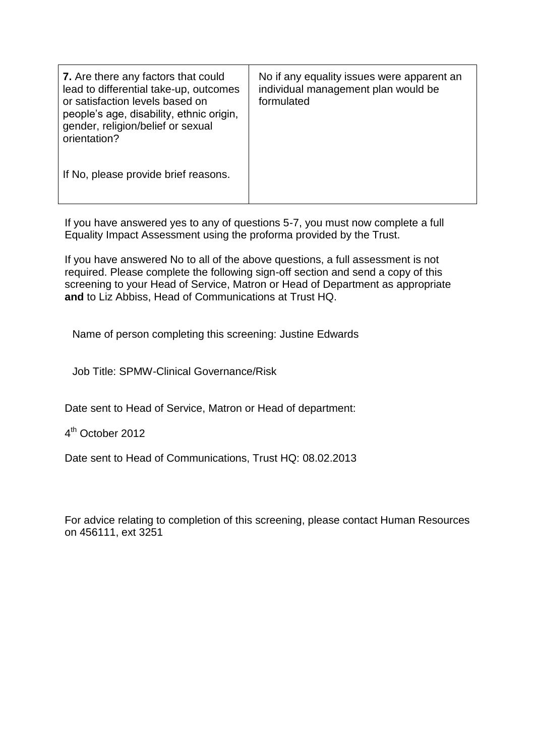| | |
|---|---|
| **7.** Are there any factors that could lead to differential take-up, outcomes or satisfaction levels based on people's age, disability, ethnic origin, gender, religion/belief or sexual orientation?<br><br>If No, please provide brief reasons. | No if any equality issues were apparent an individual management plan would be formulated |

If you have answered yes to any of questions 5-7, you must now complete a full Equality Impact Assessment using the proforma provided by the Trust.

If you have answered No to all of the above questions, a full assessment is not required. Please complete the following sign-off section and send a copy of this screening to your Head of Service, Matron or Head of Department as appropriate **and** to Liz Abbiss, Head of Communications at Trust HQ.

Name of person completing this screening: Justine Edwards

Job Title: SPMW-Clinical Governance/Risk

Date sent to Head of Service, Matron or Head of department:

4th October 2012

Date sent to Head of Communications, Trust HQ: 08.02.2013

For advice relating to completion of this screening, please contact Human Resources on 456111, ext 3251